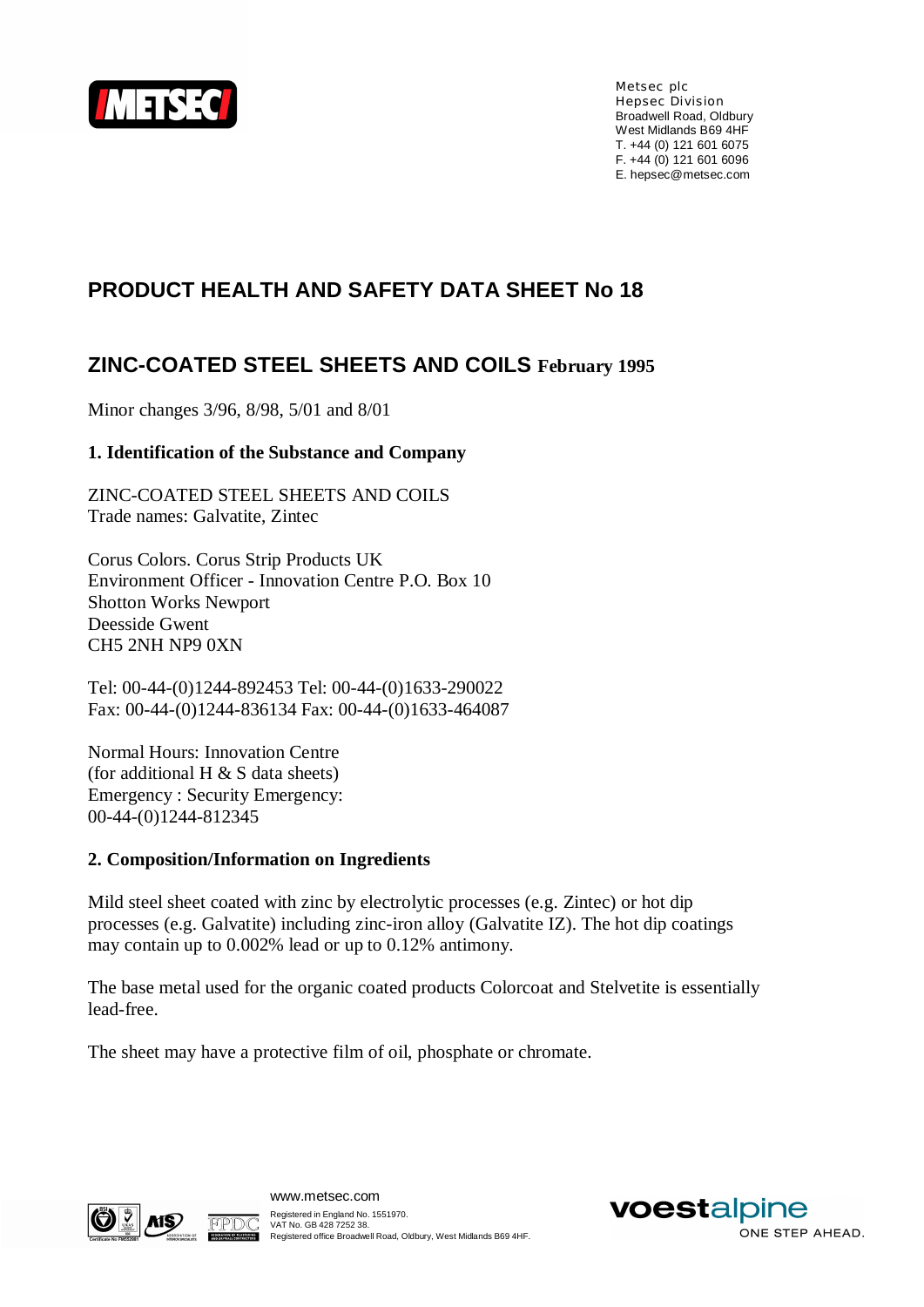Metsec plc
Hepsec Division
Broadwell Road, Oldbury
West Midlands B69 4HF
T. +44 (0) 121 601 6075
F. +44 (0) 121 601 6096
E. hepsec@metsec.com

# PRODUCT HEALTH AND SAFETY DATA SHEET No 18

## ZINC-COATED STEEL SHEETS AND COILS February 1995

Minor changes 3/96, 8/98, 5/01 and 8/01

### 1. Identification of the Substance and Company

ZINC-COATED STEEL SHEETS AND COILS
Trade names: Galvatite, Zintec

Corus Colors. Corus Strip Products UK
Environment Officer - Innovation Centre P.O. Box 10
Shotton Works Newport
Deeside Gwent
CH5 2NH NP9 0XN

Tel: 00-44-(0)1244-892453 Tel: 00-44-(0)1633-290022
Fax: 00-44-(0)1244-836134 Fax: 00-44-(0)1633-464087

Normal Hours: Innovation Centre
(for additional H & S data sheets)
Emergency : Security Emergency:
00-44-(0)1244-812345

### 2. Composition/Information on Ingredients

Mild steel sheet coated with zinc by electrolytic processes (e.g. Zintec) or hot dip processes (e.g. Galvatite) including zinc-iron alloy (Galvatite IZ). The hot dip coatings may contain up to 0.002% lead or up to 0.12% antimony.

The base metal used for the organic coated products Colorcoat and Stelvetite is essentially lead-free.

The sheet may have a protective film of oil, phosphate or chromate.

www.metsec.com
Registered in England No. 1551970.
VAT No. GB 428 7252 38.
Registered office Broadwell Road, Oldbury, West Midlands B69 4HF.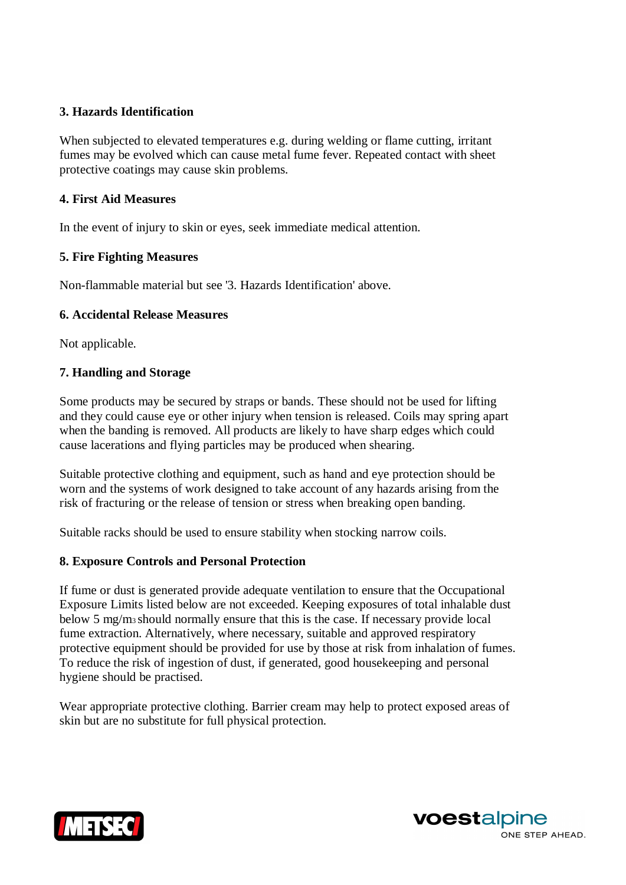**3. Hazards Identification**

When subjected to elevated temperatures e.g. during welding or flame cutting, irritant fumes may be evolved which can cause metal fume fever. Repeated contact with sheet protective coatings may cause skin problems.

**4. First Aid Measures**

In the event of injury to skin or eyes, seek immediate medical attention.

**5. Fire Fighting Measures**

Non-flammable material but see '3. Hazards Identification' above.

**6. Accidental Release Measures**

Not applicable.

**7. Handling and Storage**

Some products may be secured by straps or bands. These should not be used for lifting and they could cause eye or other injury when tension is released. Coils may spring apart when the banding is removed. All products are likely to have sharp edges which could cause lacerations and flying particles may be produced when shearing.

Suitable protective clothing and equipment, such as hand and eye protection should be worn and the systems of work designed to take account of any hazards arising from the risk of fracturing or the release of tension or stress when breaking open banding.

Suitable racks should be used to ensure stability when stocking narrow coils.

**8. Exposure Controls and Personal Protection**

If fume or dust is generated provide adequate ventilation to ensure that the Occupational Exposure Limits listed below are not exceeded. Keeping exposures of total inhalable dust below 5 $mg/m^3$ should normally ensure that this is the case. If necessary provide local fume extraction. Alternatively, where necessary, suitable and approved respiratory protective equipment should be provided for use by those at risk from inhalation of fumes. To reduce the risk of ingestion of dust, if generated, good housekeeping and personal hygiene should be practised.

Wear appropriate protective clothing. Barrier cream may help to protect exposed areas of skin but are no substitute for full physical protection.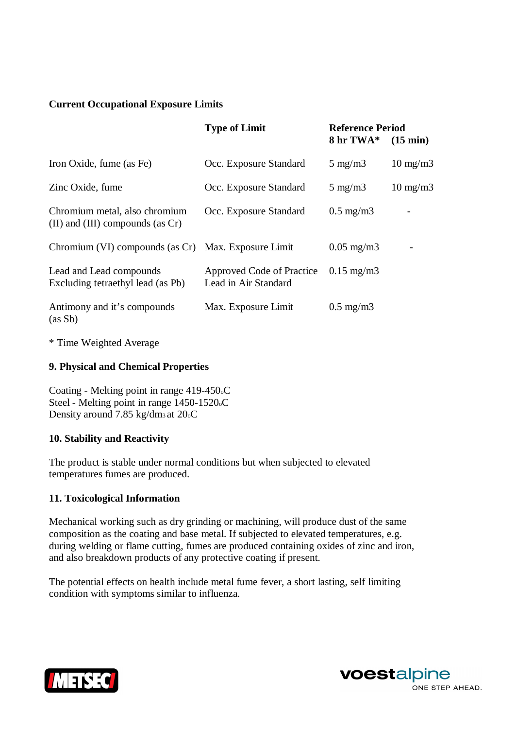**Current Occupational Exposure Limits**

| | Type of Limit | Reference Period 8 hr TWA* | (15 min) |
|---|---|---|---|
| Iron Oxide, fume (as Fe) | Occ. Exposure Standard | 5 mg/m3 | 10 mg/m3 |
| Zinc Oxide, fume | Occ. Exposure Standard | 5 mg/m3 | 10 mg/m3 |
| Chromium metal, also chromium (II) and (III) compounds (as Cr) | Occ. Exposure Standard | 0.5 mg/m3 | - |
| Chromium (VI) compounds (as Cr) | Max. Exposure Limit | 0.05 mg/m3 | - |
| Lead and Lead compounds Excluding tetraethyl lead (as Pb) | Approved Code of Practice Lead in Air Standard | 0.15 mg/m3 | |
| Antimony and it's compounds (as Sb) | Max. Exposure Limit | 0.5 mg/m3 | |

* Time Weighted Average

## 9. Physical and Chemical Properties

Coating - Melting point in range 419-450$_o$C
Steel - Melting point in range 1450-1520$_o$C
Density around 7.85 kg/dm$_3$ at 20$_o$C

## 10. Stability and Reactivity

The product is stable under normal conditions but when subjected to elevated temperatures fumes are produced.

## 11. Toxicological Information

Mechanical working such as dry grinding or machining, will produce dust of the same composition as the coating and base metal. If subjected to elevated temperatures, e.g. during welding or flame cutting, fumes are produced containing oxides of zinc and iron, and also breakdown products of any protective coating if present.

The potential effects on health include metal fume fever, a short lasting, self limiting condition with symptoms similar to influenza.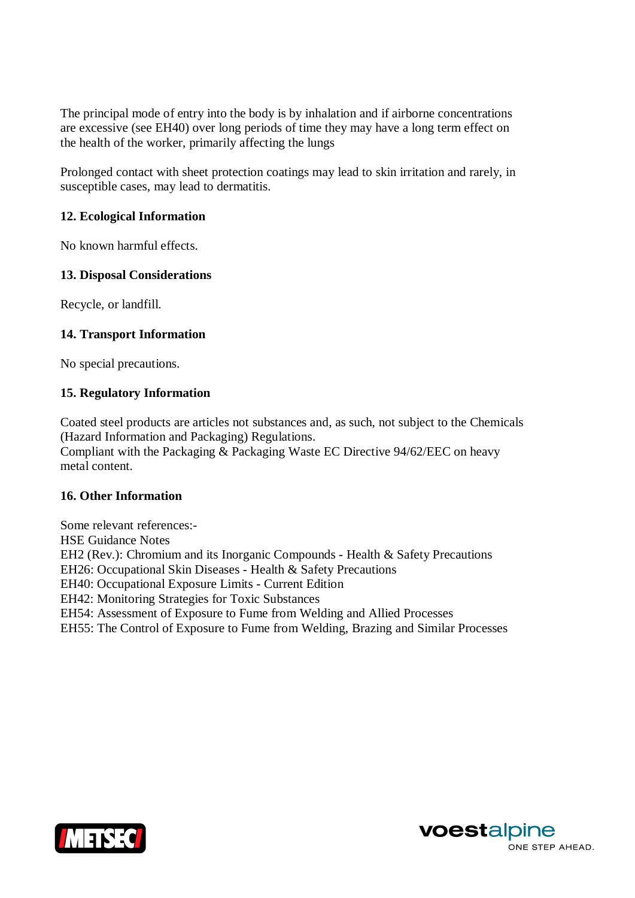The principal mode of entry into the body is by inhalation and if airborne concentrations are excessive (see EH40) over long periods of time they may have a long term effect on the health of the worker, primarily affecting the lungs

Prolonged contact with sheet protection coatings may lead to skin irritation and rarely, in susceptible cases, may lead to dermatitis.

**12. Ecological Information**

No known harmful effects.

**13. Disposal Considerations**

Recycle, or landfill.

**14. Transport Information**

No special precautions.

**15. Regulatory Information**

Coated steel products are articles not substances and, as such, not subject to the Chemicals (Hazard Information and Packaging) Regulations.
Compliant with the Packaging & Packaging Waste EC Directive 94/62/EEC on heavy metal content.

**16. Other Information**

Some relevant references:-
HSE Guidance Notes
EH2 (Rev.): Chromium and its Inorganic Compounds - Health & Safety Precautions
EH26: Occupational Skin Diseases - Health & Safety Precautions
EH40: Occupational Exposure Limits - Current Edition
EH42: Monitoring Strategies for Toxic Substances
EH54: Assessment of Exposure to Fume from Welding and Allied Processes
EH55: The Control of Exposure to Fume from Welding, Brazing and Similar Processes